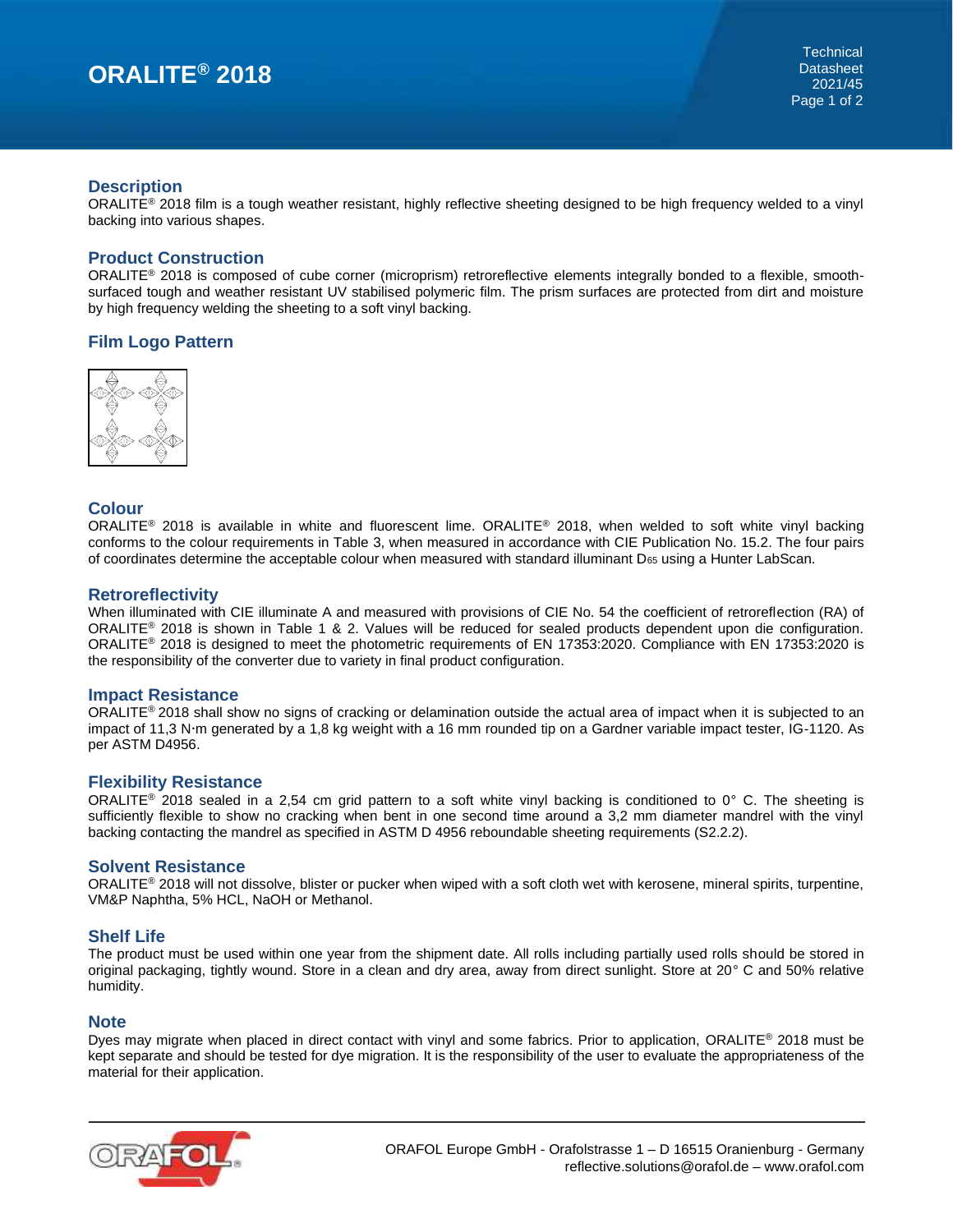# ORALITE® 2018

## Description

ORALITE® 2018 film is a tough weather resistant, highly reflective sheeting designed to be high frequency welded to a vinyl backing into various shapes.

## Product Construction

ORALITE® 2018 is composed of cube corner (microprism) retroreflective elements integrally bonded to a flexible, smooth-surfaced tough and weather resistant UV stabilised polymeric film. The prism surfaces are protected from dirt and moisture by high frequency welding the sheeting to a soft vinyl backing.

## Film Logo Pattern

## Colour

ORALITE® 2018 is available in white and fluorescent lime. ORALITE® 2018, when welded to soft white vinyl backing conforms to the colour requirements in Table 3, when measured in accordance with CIE Publication No. 15.2. The four pairs of coordinates determine the acceptable colour when measured with standard illuminant $D_{65}$ using a Hunter LabScan.

## Retroreflectivity

When illuminated with CIE illuminate A and measured with provisions of CIE No. 54 the coefficient of retroreflection (RA) of ORALITE® 2018 is shown in Table 1 & 2. Values will be reduced for sealed products dependent upon die configuration. ORALITE® 2018 is designed to meet the photometric requirements of EN 17353:2020. Compliance with EN 17353:2020 is the responsibility of the converter due to variety in final product configuration.

## Impact Resistance

ORALITE® 2018 shall show no signs of cracking or delamination outside the actual area of impact when it is subjected to an impact of 11,3 N·m generated by a 1,8 kg weight with a 16 mm rounded tip on a Gardner variable impact tester, IG-1120. As per ASTM D4956.

## Flexibility Resistance

ORALITE® 2018 sealed in a 2,54 cm grid pattern to a soft white vinyl backing is conditioned to 0° C. The sheeting is sufficiently flexible to show no cracking when bent in one second time around a 3,2 mm diameter mandrel with the vinyl backing contacting the mandrel as specified in ASTM D 4956 reboundable sheeting requirements (S2.2.2).

## Solvent Resistance

ORALITE® 2018 will not dissolve, blister or pucker when wiped with a soft cloth wet with kerosene, mineral spirits, turpentine, VM&P Naphtha, 5% HCL, NaOH or Methanol.

## Shelf Life

The product must be used within one year from the shipment date. All rolls including partially used rolls should be stored in original packaging, tightly wound. Store in a clean and dry area, away from direct sunlight. Store at 20° C and 50% relative humidity.

## Note

Dyes may migrate when placed in direct contact with vinyl and some fabrics. Prior to application, ORALITE® 2018 must be kept separate and should be tested for dye migration. It is the responsibility of the user to evaluate the appropriateness of the material for their application.

ORAFOL Europe GmbH - Orafolstrasse 1 – D 16515 Oranienburg - Germany
reflective.solutions@orafol.de – www.orafol.com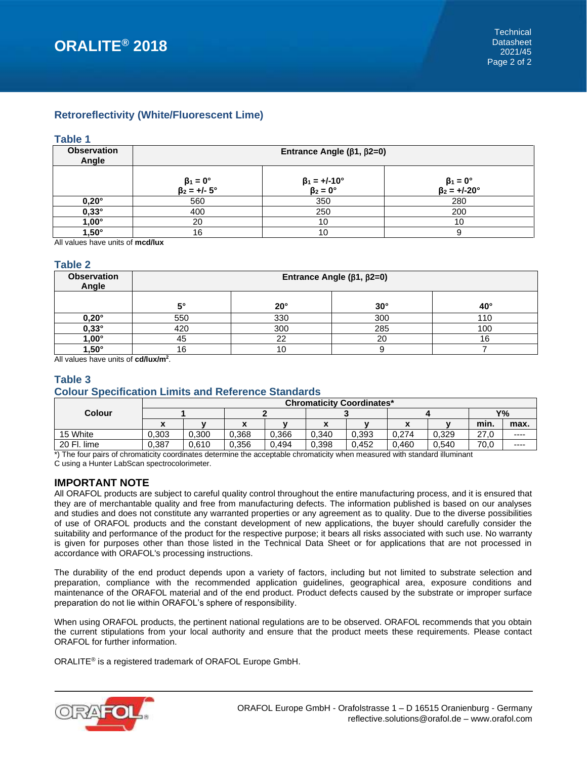## Retroreflectivity (White/Fluorescent Lime)

### Table 1

| Observation Angle | Entrance Angle (β1, β2=0) | | |
|---|---|---|---|
| | $\beta_1 = 0°$<br>$\beta_2 = +/- 5°$ | $\beta_1 = +/-10°$<br>$\beta_2 = 0°$ | $\beta_1 = 0°$<br>$\beta_2 = +/-20°$ |
| **0,20°** | 560 | 350 | 280 |
| **0,33°** | 400 | 250 | 200 |
| **1,00°** | 20 | 10 | 10 |
| **1,50°** | 16 | 10 | 9 |

All values have units of **mcd/lux**

### Table 2

| Observation Angle | Entrance Angle (β1, β2=0) | | | |
|---|---|---|---|---|
| | **5°** | **20°** | **30°** | **40°** |
| **0,20°** | 550 | 330 | 300 | 110 |
| **0,33°** | 420 | 300 | 285 | 100 |
| **1,00°** | 45 | 22 | 20 | 16 |
| **1,50°** | 16 | 10 | 9 | 7 |

All values have units of **cd/lux/m²**.

### Table 3
### Colour Specification Limits and Reference Standards

| Colour | Chromaticity Coordinates* | | | | | | | | | |
|---|---|---|---|---|---|---|---|---|---|---|
| | 1 | | 2 | | 3 | | 4 | | Y% | |
| | x | y | x | y | x | y | x | y | min. | max. |
| 15 White | 0,303 | 0,300 | 0,368 | 0,366 | 0,340 | 0,393 | 0,274 | 0,329 | 27,0 | ---- |
| 20 Fl. lime | 0,387 | 0,610 | 0,356 | 0,494 | 0,398 | 0,452 | 0,460 | 0,540 | 70,0 | ---- |

*) The four pairs of chromaticity coordinates determine the acceptable chromaticity when measured with standard illuminant C using a Hunter LabScan spectrocolorimeter.

## IMPORTANT NOTE

All ORAFOL products are subject to careful quality control throughout the entire manufacturing process, and it is ensured that they are of merchantable quality and free from manufacturing defects. The information published is based on our analyses and studies and does not constitute any warranted properties or any agreement as to quality. Due to the diverse possibilities of use of ORAFOL products and the constant development of new applications, the buyer should carefully consider the suitability and performance of the product for the respective purpose; it bears all risks associated with such use. No warranty is given for purposes other than those listed in the Technical Data Sheet or for applications that are not processed in accordance with ORAFOL's processing instructions.

The durability of the end product depends upon a variety of factors, including but not limited to substrate selection and preparation, compliance with the recommended application guidelines, geographical area, exposure conditions and maintenance of the ORAFOL material and of the end product. Product defects caused by the substrate or improper surface preparation do not lie within ORAFOL's sphere of responsibility.

When using ORAFOL products, the pertinent national regulations are to be observed. ORAFOL recommends that you obtain the current stipulations from your local authority and ensure that the product meets these requirements. Please contact ORAFOL for further information.

ORALITE® is a registered trademark of ORAFOL Europe GmbH.

ORAFOL Europe GmbH - Orafolstrasse 1 – D 16515 Oranienburg - Germany
reflective.solutions@orafol.de – www.orafol.com